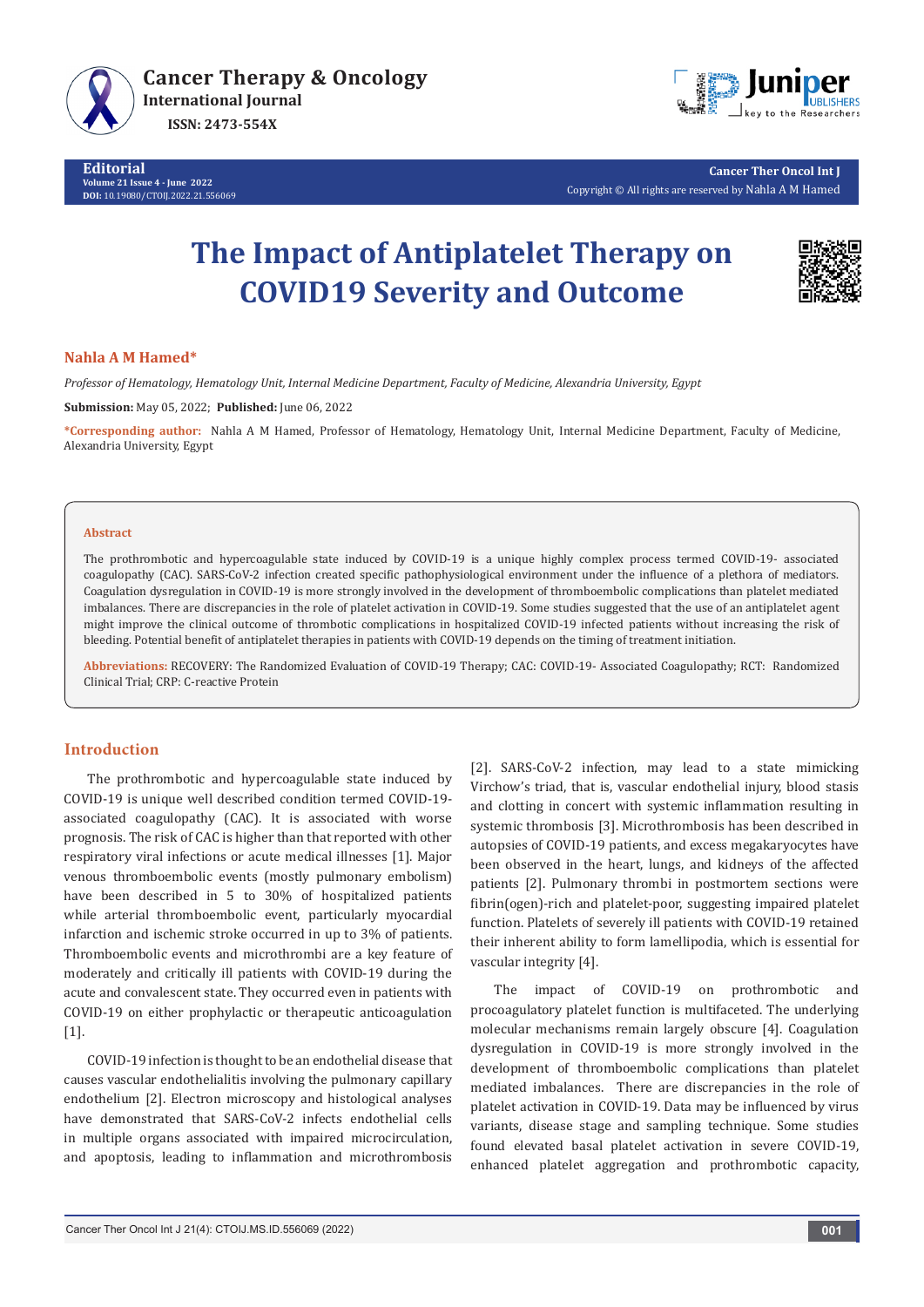# The Impact of Antiplatelet Therapy on COVID19 Severity and Outcome

**Nahla A M Hamed***

*Professor of Hematology, Hematology Unit, Internal Medicine Department, Faculty of Medicine, Alexandria University, Egypt*

**Submission:** May 05, 2022; **Published:** June 06, 2022

***Corresponding author:** Nahla A M Hamed, Professor of Hematology, Hematology Unit, Internal Medicine Department, Faculty of Medicine, Alexandria University, Egypt

## Abstract

The prothrombotic and hypercoagulable state induced by COVID-19 is a unique highly complex process termed COVID-19- associated coagulopathy (CAC). SARS-CoV-2 infection created specific pathophysiological environment under the influence of a plethora of mediators. Coagulation dysregulation in COVID-19 is more strongly involved in the development of thromboembolic complications than platelet mediated imbalances. There are discrepancies in the role of platelet activation in COVID-19. Some studies suggested that the use of an antiplatelet agent might improve the clinical outcome of thrombotic complications in hospitalized COVID-19 infected patients without increasing the risk of bleeding. Potential benefit of antiplatelet therapies in patients with COVID-19 depends on the timing of treatment initiation.

**Abbreviations:** RECOVERY: The Randomized Evaluation of COVID-19 Therapy; CAC: COVID-19- Associated Coagulopathy; RCT: Randomized Clinical Trial; CRP: C-reactive Protein

## Introduction

The prothrombotic and hypercoagulable state induced by COVID-19 is unique well described condition termed COVID-19-associated coagulopathy (CAC). It is associated with worse prognosis. The risk of CAC is higher than that reported with other respiratory viral infections or acute medical illnesses [1]. Major venous thromboembolic events (mostly pulmonary embolism) have been described in 5 to 30% of hospitalized patients while arterial thromboembolic event, particularly myocardial infarction and ischemic stroke occurred in up to 3% of patients. Thromboembolic events and microthrombi are a key feature of moderately and critically ill patients with COVID-19 during the acute and convalescent state. They occurred even in patients with COVID-19 on either prophylactic or therapeutic anticoagulation [1].

COVID-19 infection is thought to be an endothelial disease that causes vascular endothelialitis involving the pulmonary capillary endothelium [2]. Electron microscopy and histological analyses have demonstrated that SARS-CoV-2 infects endothelial cells in multiple organs associated with impaired microcirculation, and apoptosis, leading to inflammation and microthrombosis [2]. SARS-CoV-2 infection, may lead to a state mimicking Virchow's triad, that is, vascular endothelial injury, blood stasis and clotting in concert with systemic inflammation resulting in systemic thrombosis [3]. Microthrombosis has been described in autopsies of COVID-19 patients, and excess megakaryocytes have been observed in the heart, lungs, and kidneys of the affected patients [2]. Pulmonary thrombi in postmortem sections were fibrin(ogen)-rich and platelet-poor, suggesting impaired platelet function. Platelets of severely ill patients with COVID-19 retained their inherent ability to form lamellipodia, which is essential for vascular integrity [4].

The impact of COVID-19 on prothrombotic and procoagulatory platelet function is multifaceted. The underlying molecular mechanisms remain largely obscure [4]. Coagulation dysregulation in COVID-19 is more strongly involved in the development of thromboembolic complications than platelet mediated imbalances. There are discrepancies in the role of platelet activation in COVID-19. Data may be influenced by virus variants, disease stage and sampling technique. Some studies found elevated basal platelet activation in severe COVID-19, enhanced platelet aggregation and prothrombotic capacity,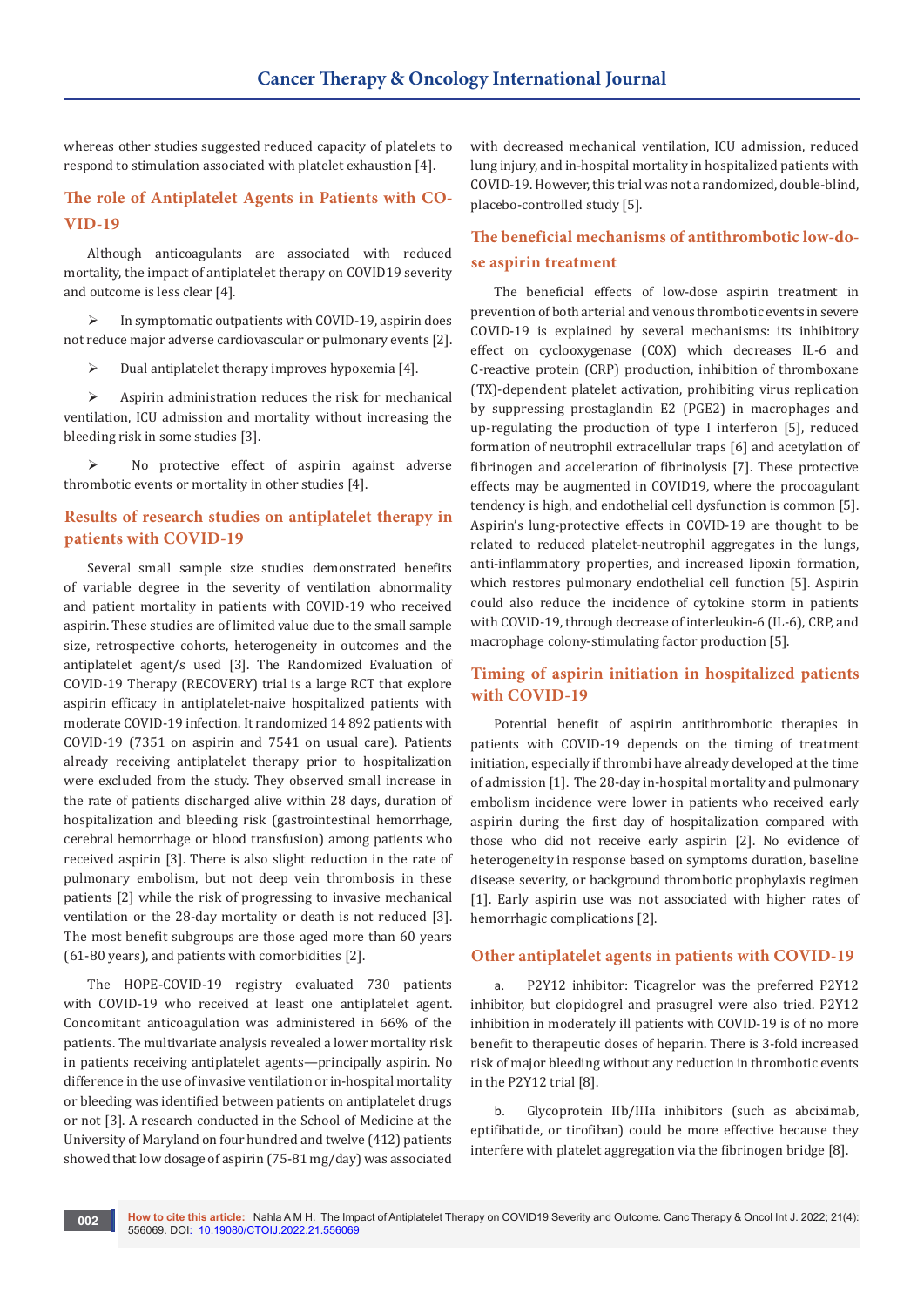whereas other studies suggested reduced capacity of platelets to respond to stimulation associated with platelet exhaustion [4].

## The role of Antiplatelet Agents in Patients with COVID-19

Although anticoagulants are associated with reduced mortality, the impact of antiplatelet therapy on COVID19 severity and outcome is less clear [4].

- In symptomatic outpatients with COVID-19, aspirin does not reduce major adverse cardiovascular or pulmonary events [2].
- Dual antiplatelet therapy improves hypoxemia [4].
- Aspirin administration reduces the risk for mechanical ventilation, ICU admission and mortality without increasing the bleeding risk in some studies [3].
- No protective effect of aspirin against adverse thrombotic events or mortality in other studies [4].

## Results of research studies on antiplatelet therapy in patients with COVID-19

Several small sample size studies demonstrated benefits of variable degree in the severity of ventilation abnormality and patient mortality in patients with COVID-19 who received aspirin. These studies are of limited value due to the small sample size, retrospective cohorts, heterogeneity in outcomes and the antiplatelet agent/s used [3]. The Randomized Evaluation of COVID-19 Therapy (RECOVERY) trial is a large RCT that explore aspirin efficacy in antiplatelet-naive hospitalized patients with moderate COVID-19 infection. It randomized 14 892 patients with COVID-19 (7351 on aspirin and 7541 on usual care). Patients already receiving antiplatelet therapy prior to hospitalization were excluded from the study. They observed small increase in the rate of patients discharged alive within 28 days, duration of hospitalization and bleeding risk (gastrointestinal hemorrhage, cerebral hemorrhage or blood transfusion) among patients who received aspirin [3]. There is also slight reduction in the rate of pulmonary embolism, but not deep vein thrombosis in these patients [2] while the risk of progressing to invasive mechanical ventilation or the 28-day mortality or death is not reduced [3]. The most benefit subgroups are those aged more than 60 years (61-80 years), and patients with comorbidities [2].

The HOPE-COVID-19 registry evaluated 730 patients with COVID-19 who received at least one antiplatelet agent. Concomitant anticoagulation was administered in 66% of the patients. The multivariate analysis revealed a lower mortality risk in patients receiving antiplatelet agents—principally aspirin. No difference in the use of invasive ventilation or in-hospital mortality or bleeding was identified between patients on antiplatelet drugs or not [3]. A research conducted in the School of Medicine at the University of Maryland on four hundred and twelve (412) patients showed that low dosage of aspirin (75-81 mg/day) was associated with decreased mechanical ventilation, ICU admission, reduced lung injury, and in-hospital mortality in hospitalized patients with COVID-19. However, this trial was not a randomized, double-blind, placebo-controlled study [5].

## The beneficial mechanisms of antithrombotic low-dose aspirin treatment

The beneficial effects of low-dose aspirin treatment in prevention of both arterial and venous thrombotic events in severe COVID-19 is explained by several mechanisms: its inhibitory effect on cyclooxygenase (COX) which decreases IL-6 and C-reactive protein (CRP) production, inhibition of thromboxane (TX)-dependent platelet activation, prohibiting virus replication by suppressing prostaglandin E2 (PGE2) in macrophages and up-regulating the production of type I interferon [5], reduced formation of neutrophil extracellular traps [6] and acetylation of fibrinogen and acceleration of fibrinolysis [7]. These protective effects may be augmented in COVID19, where the procoagulant tendency is high, and endothelial cell dysfunction is common [5]. Aspirin's lung-protective effects in COVID-19 are thought to be related to reduced platelet-neutrophil aggregates in the lungs, anti-inflammatory properties, and increased lipoxin formation, which restores pulmonary endothelial cell function [5]. Aspirin could also reduce the incidence of cytokine storm in patients with COVID-19, through decrease of interleukin-6 (IL-6), CRP, and macrophage colony-stimulating factor production [5].

## Timing of aspirin initiation in hospitalized patients with COVID-19

Potential benefit of aspirin antithrombotic therapies in patients with COVID-19 depends on the timing of treatment initiation, especially if thrombi have already developed at the time of admission [1]. The 28-day in-hospital mortality and pulmonary embolism incidence were lower in patients who received early aspirin during the first day of hospitalization compared with those who did not receive early aspirin [2]. No evidence of heterogeneity in response based on symptoms duration, baseline disease severity, or background thrombotic prophylaxis regimen [1]. Early aspirin use was not associated with higher rates of hemorrhagic complications [2].

## Other antiplatelet agents in patients with COVID-19

a. P2Y12 inhibitor: Ticagrelor was the preferred P2Y12 inhibitor, but clopidogrel and prasugrel were also tried. P2Y12 inhibition in moderately ill patients with COVID-19 is of no more benefit to therapeutic doses of heparin. There is 3-fold increased risk of major bleeding without any reduction in thrombotic events in the P2Y12 trial [8].

b. Glycoprotein IIb/IIIa inhibitors (such as abciximab, eptifibatide, or tirofiban) could be more effective because they interfere with platelet aggregation via the fibrinogen bridge [8].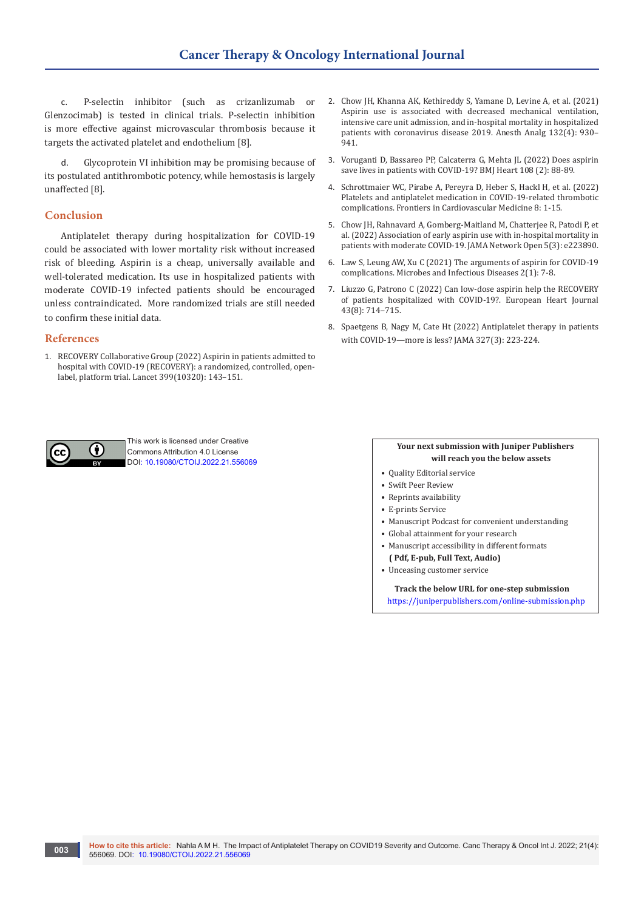c. P-selectin inhibitor (such as crizanlizumab or Glenzocimab) is tested in clinical trials. P-selectin inhibition is more effective against microvascular thrombosis because it targets the activated platelet and endothelium [8].

d. Glycoprotein VI inhibition may be promising because of its postulated antithrombotic potency, while hemostasis is largely unaffected [8].

## Conclusion

Antiplatelet therapy during hospitalization for COVID-19 could be associated with lower mortality risk without increased risk of bleeding. Aspirin is a cheap, universally available and well-tolerated medication. Its use in hospitalized patients with moderate COVID-19 infected patients should be encouraged unless contraindicated. More randomized trials are still needed to confirm these initial data.

## References

1. RECOVERY Collaborative Group (2022) Aspirin in patients admitted to hospital with COVID-19 (RECOVERY): a randomized, controlled, open-label, platform trial. Lancet 399(10320): 143–151.
2. Chow JH, Khanna AK, Kethireddy S, Yamane D, Levine A, et al. (2021) Aspirin use is associated with decreased mechanical ventilation, intensive care unit admission, and in-hospital mortality in hospitalized patients with coronavirus disease 2019. Anesth Analg 132(4): 930–941.
3. Voruganti D, Bassareo PP, Calcaterra G, Mehta JL (2022) Does aspirin save lives in patients with COVID-19? BMJ Heart 108 (2): 88-89.
4. Schrottmaier WC, Pirabe A, Pereyra D, Heber S, Hackl H, et al. (2022) Platelets and antiplatelet medication in COVID-19-related thrombotic complications. Frontiers in Cardiovascular Medicine 8: 1-15.
5. Chow JH, Rahnavard A, Gomberg-Maitland M, Chatterjee R, Patodi P, et al. (2022) Association of early aspirin use with in-hospital mortality in patients with moderate COVID-19. JAMA Network Open 5(3): e223890.
6. Law S, Leung AW, Xu C (2021) The arguments of aspirin for COVID-19 complications. Microbes and Infectious Diseases 2(1): 7-8.
7. Liuzzo G, Patrono C (2022) Can low-dose aspirin help the RECOVERY of patients hospitalized with COVID-19?. European Heart Journal 43(8): 714–715.
8. Spaetgens B, Nagy M, Cate Ht (2022) Antiplatelet therapy in patients with COVID-19—more is less? JAMA 327(3): 223-224.

This work is licensed under Creative Commons Attribution 4.0 License
DOI: 10.19080/CTOIJ.2022.21.556069

**Your next submission with Juniper Publishers will reach you the below assets**

- Quality Editorial service
- Swift Peer Review
- Reprints availability
- E-prints Service
- Manuscript Podcast for convenient understanding
- Global attainment for your research
- Manuscript accessibility in different formats
  **( Pdf, E-pub, Full Text, Audio)**
- Unceasing customer service

**Track the below URL for one-step submission**
https://juniperpublishers.com/online-submission.php

**How to cite this article:** Nahla A M H. The Impact of Antiplatelet Therapy on COVID19 Severity and Outcome. Canc Therapy & Oncol Int J. 2022; 21(4): 556069. DOI: 10.19080/CTOIJ.2022.21.556069